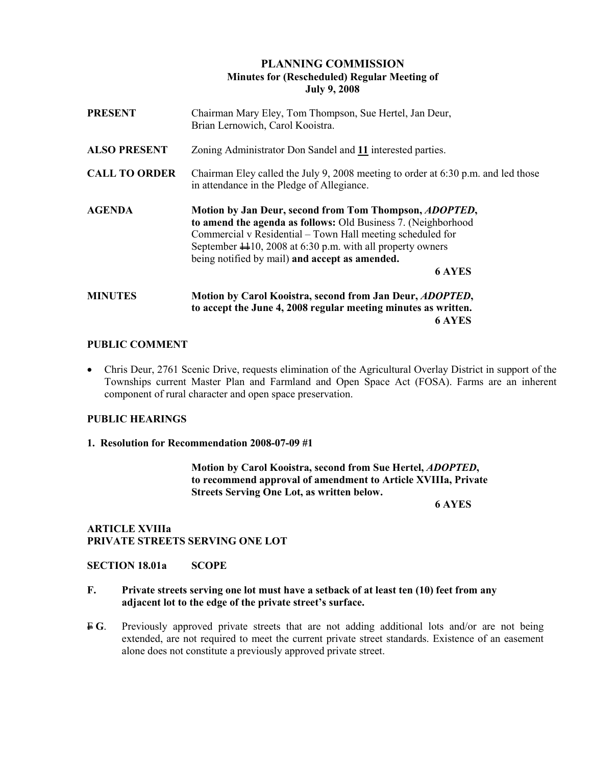# PLANNING COMMISSION
## Minutes for (Rescheduled) Regular Meeting of
## July 9, 2008

**PRESENT** Chairman Mary Eley, Tom Thompson, Sue Hertel, Jan Deur, Brian Lernowich, Carol Kooistra.

**ALSO PRESENT** Zoning Administrator Don Sandel and **11** interested parties.

**CALL TO ORDER** Chairman Eley called the July 9, 2008 meeting to order at 6:30 p.m. and led those in attendance in the Pledge of Allegiance.

**AGENDA** **Motion by Jan Deur, second from Tom Thompson, *ADOPTED*, to amend the agenda as follows:** Old Business 7. (Neighborhood Commercial v Residential – Town Hall meeting scheduled for September ~~11~~10, 2008 at 6:30 p.m. with all property owners being notified by mail) **and accept as amended.**

**6 AYES**

**MINUTES** **Motion by Carol Kooistra, second from Jan Deur, *ADOPTED*, to accept the June 4, 2008 regular meeting minutes as written.**

**6 AYES**

**PUBLIC COMMENT**

- Chris Deur, 2761 Scenic Drive, requests elimination of the Agricultural Overlay District in support of the Townships current Master Plan and Farmland and Open Space Act (FOSA). Farms are an inherent component of rural character and open space preservation.

**PUBLIC HEARINGS**

**1. Resolution for Recommendation 2008-07-09 #1**

**Motion by Carol Kooistra, second from Sue Hertel, *ADOPTED*, to recommend approval of amendment to Article XVIIIa, Private Streets Serving One Lot, as written below.**

**6 AYES**

**ARTICLE XVIIIa**
**PRIVATE STREETS SERVING ONE LOT**

**SECTION 18.01a SCOPE**

**F. Private streets serving one lot must have a setback of at least ten (10) feet from any adjacent lot to the edge of the private street's surface.**

~~F~~ **G**. Previously approved private streets that are not adding additional lots and/or are not being extended, are not required to meet the current private street standards. Existence of an easement alone does not constitute a previously approved private street.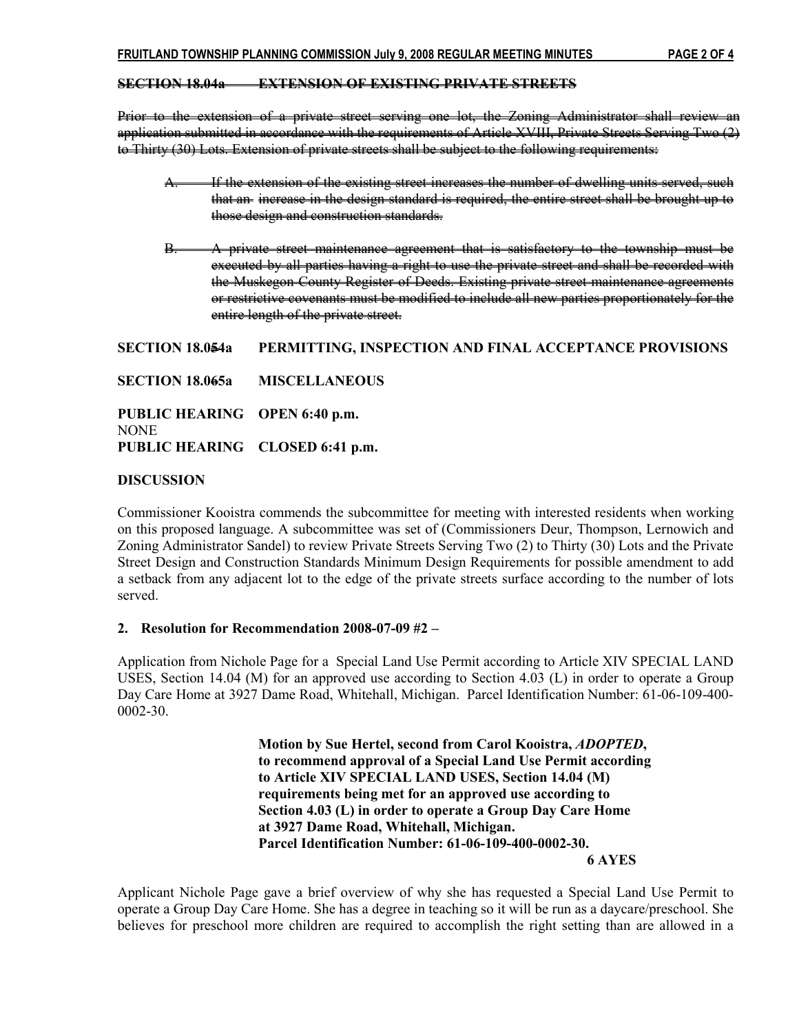~~**SECTION 18.04a EXTENSION OF EXISTING PRIVATE STREETS**~~

~~Prior to the extension of a private street serving one lot, the Zoning Administrator shall review an application submitted in accordance with the requirements of Article XVIII, Private Streets Serving Two (2) to Thirty (30) Lots. Extension of private streets shall be subject to the following requirements:~~

~~A. If the extension of the existing street increases the number of dwelling units served, such that an increase in the design standard is required, the entire street shall be brought up to those design and construction standards.~~

~~B. A private street maintenance agreement that is satisfactory to the township must be executed by all parties having a right to use the private street and shall be recorded with the Muskegon County Register of Deeds. Existing private street maintenance agreements or restrictive covenants must be modified to include all new parties proportionately for the entire length of the private street.~~

**SECTION 18.0~~5~~4a PERMITTING, INSPECTION AND FINAL ACCEPTANCE PROVISIONS**

**SECTION 18.0~~6~~5a MISCELLANEOUS**

**PUBLIC HEARING OPEN 6:40 p.m.**
NONE
**PUBLIC HEARING CLOSED 6:41 p.m.**

**DISCUSSION**

Commissioner Kooistra commends the subcommittee for meeting with interested residents when working on this proposed language. A subcommittee was set of (Commissioners Deur, Thompson, Lernowich and Zoning Administrator Sandel) to review Private Streets Serving Two (2) to Thirty (30) Lots and the Private Street Design and Construction Standards Minimum Design Requirements for possible amendment to add a setback from any adjacent lot to the edge of the private streets surface according to the number of lots served.

**2. Resolution for Recommendation 2008-07-09 #2 –**

Application from Nichole Page for a Special Land Use Permit according to Article XIV SPECIAL LAND USES, Section 14.04 (M) for an approved use according to Section 4.03 (L) in order to operate a Group Day Care Home at 3927 Dame Road, Whitehall, Michigan. Parcel Identification Number: 61-06-109-400-0002-30.

**Motion by Sue Hertel, second from Carol Kooistra, *ADOPTED*, to recommend approval of a Special Land Use Permit according to Article XIV SPECIAL LAND USES, Section 14.04 (M) requirements being met for an approved use according to Section 4.03 (L) in order to operate a Group Day Care Home at 3927 Dame Road, Whitehall, Michigan. Parcel Identification Number: 61-06-109-400-0002-30.**

**6 AYES**

Applicant Nichole Page gave a brief overview of why she has requested a Special Land Use Permit to operate a Group Day Care Home. She has a degree in teaching so it will be run as a daycare/preschool. She believes for preschool more children are required to accomplish the right setting than are allowed in a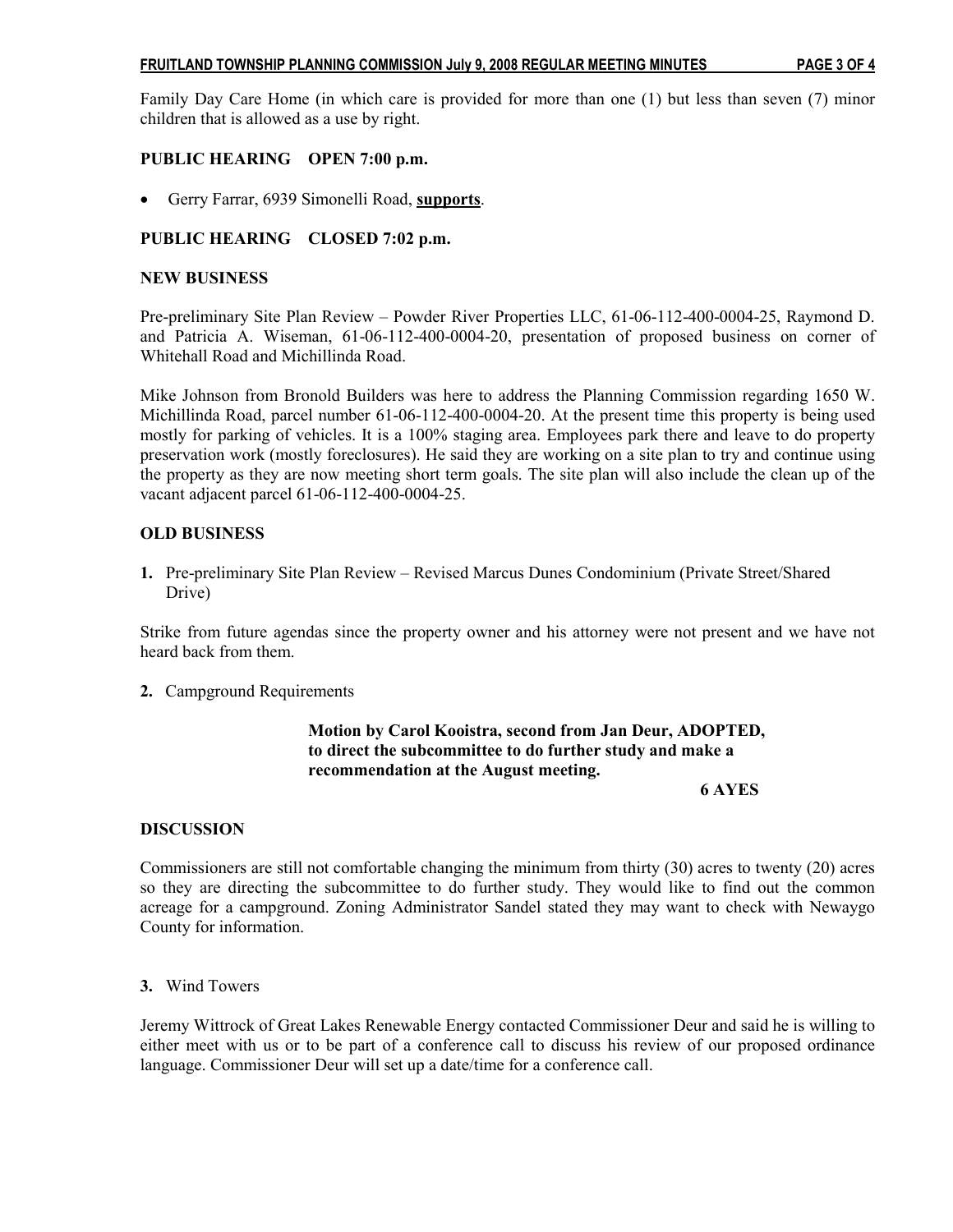Family Day Care Home (in which care is provided for more than one (1) but less than seven (7) minor children that is allowed as a use by right.

**PUBLIC HEARING    OPEN 7:00 p.m.**

- Gerry Farrar, 6939 Simonelli Road, **supports**.

**PUBLIC HEARING    CLOSED 7:02 p.m.**

**NEW BUSINESS**

Pre-preliminary Site Plan Review – Powder River Properties LLC, 61-06-112-400-0004-25, Raymond D. and Patricia A. Wiseman, 61-06-112-400-0004-20, presentation of proposed business on corner of Whitehall Road and Michillinda Road.

Mike Johnson from Bronold Builders was here to address the Planning Commission regarding 1650 W. Michillinda Road, parcel number 61-06-112-400-0004-20. At the present time this property is being used mostly for parking of vehicles. It is a 100% staging area. Employees park there and leave to do property preservation work (mostly foreclosures). He said they are working on a site plan to try and continue using the property as they are now meeting short term goals. The site plan will also include the clean up of the vacant adjacent parcel 61-06-112-400-0004-25.

**OLD BUSINESS**

**1.** Pre-preliminary Site Plan Review – Revised Marcus Dunes Condominium (Private Street/Shared Drive)

Strike from future agendas since the property owner and his attorney were not present and we have not heard back from them.

**2.** Campground Requirements

**Motion by Carol Kooistra, second from Jan Deur, ADOPTED, to direct the subcommittee to do further study and make a recommendation at the August meeting.**

**6 AYES**

**DISCUSSION**

Commissioners are still not comfortable changing the minimum from thirty (30) acres to twenty (20) acres so they are directing the subcommittee to do further study. They would like to find out the common acreage for a campground. Zoning Administrator Sandel stated they may want to check with Newaygo County for information.

**3.** Wind Towers

Jeremy Wittrock of Great Lakes Renewable Energy contacted Commissioner Deur and said he is willing to either meet with us or to be part of a conference call to discuss his review of our proposed ordinance language. Commissioner Deur will set up a date/time for a conference call.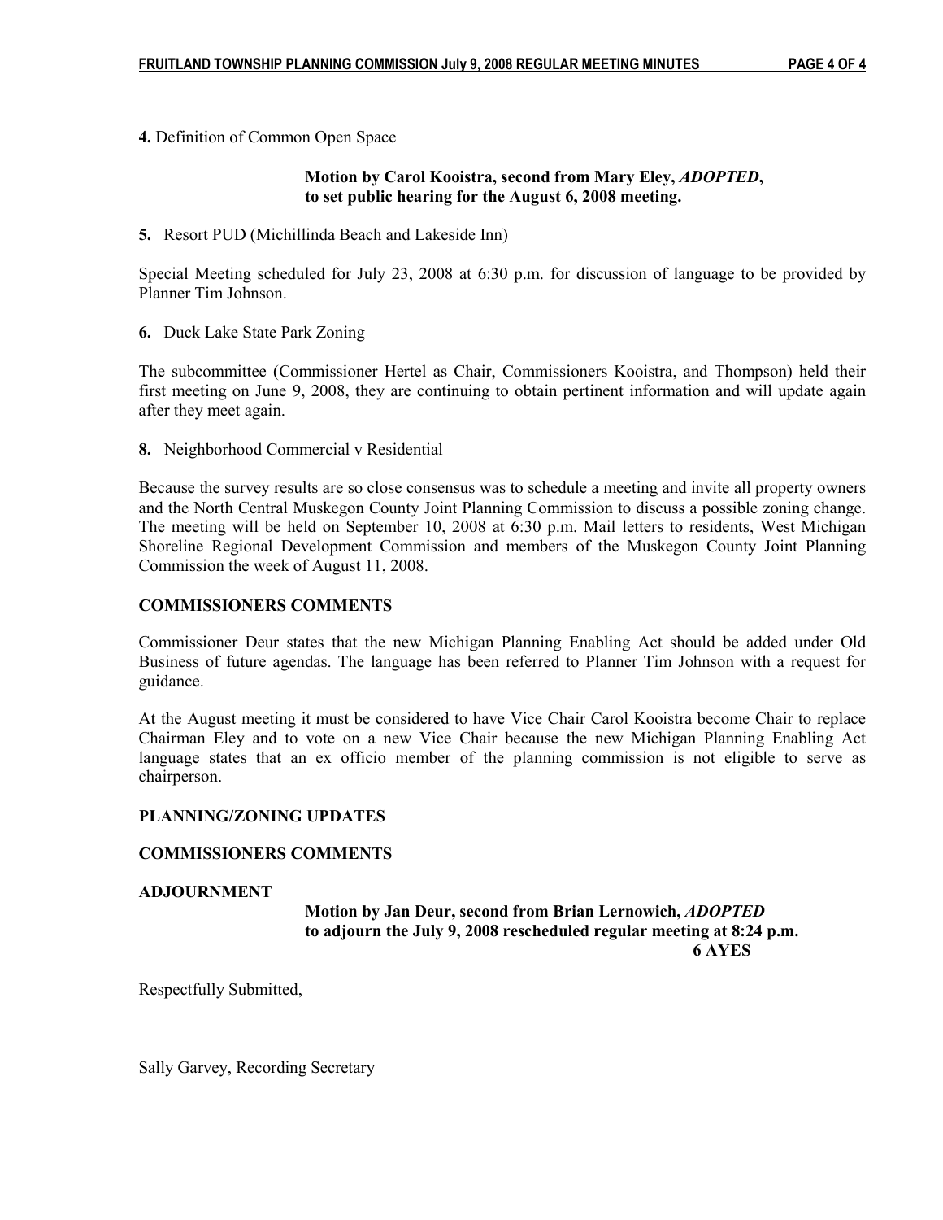**4.** Definition of Common Open Space

> **Motion by Carol Kooistra, second from Mary Eley, *ADOPTED*, to set public hearing for the August 6, 2008 meeting.**

**5.** Resort PUD (Michillinda Beach and Lakeside Inn)

Special Meeting scheduled for July 23, 2008 at 6:30 p.m. for discussion of language to be provided by Planner Tim Johnson.

**6.** Duck Lake State Park Zoning

The subcommittee (Commissioner Hertel as Chair, Commissioners Kooistra, and Thompson) held their first meeting on June 9, 2008, they are continuing to obtain pertinent information and will update again after they meet again.

**8.** Neighborhood Commercial v Residential

Because the survey results are so close consensus was to schedule a meeting and invite all property owners and the North Central Muskegon County Joint Planning Commission to discuss a possible zoning change. The meeting will be held on September 10, 2008 at 6:30 p.m. Mail letters to residents, West Michigan Shoreline Regional Development Commission and members of the Muskegon County Joint Planning Commission the week of August 11, 2008.

## COMMISSIONERS COMMENTS

Commissioner Deur states that the new Michigan Planning Enabling Act should be added under Old Business of future agendas. The language has been referred to Planner Tim Johnson with a request for guidance.

At the August meeting it must be considered to have Vice Chair Carol Kooistra become Chair to replace Chairman Eley and to vote on a new Vice Chair because the new Michigan Planning Enabling Act language states that an ex officio member of the planning commission is not eligible to serve as chairperson.

## PLANNING/ZONING UPDATES

## COMMISSIONERS COMMENTS

## ADJOURNMENT

> **Motion by Jan Deur, second from Brian Lernowich, *ADOPTED* to adjourn the July 9, 2008 rescheduled regular meeting at 8:24 p.m.**
>
> **6 AYES**

Respectfully Submitted,

Sally Garvey, Recording Secretary